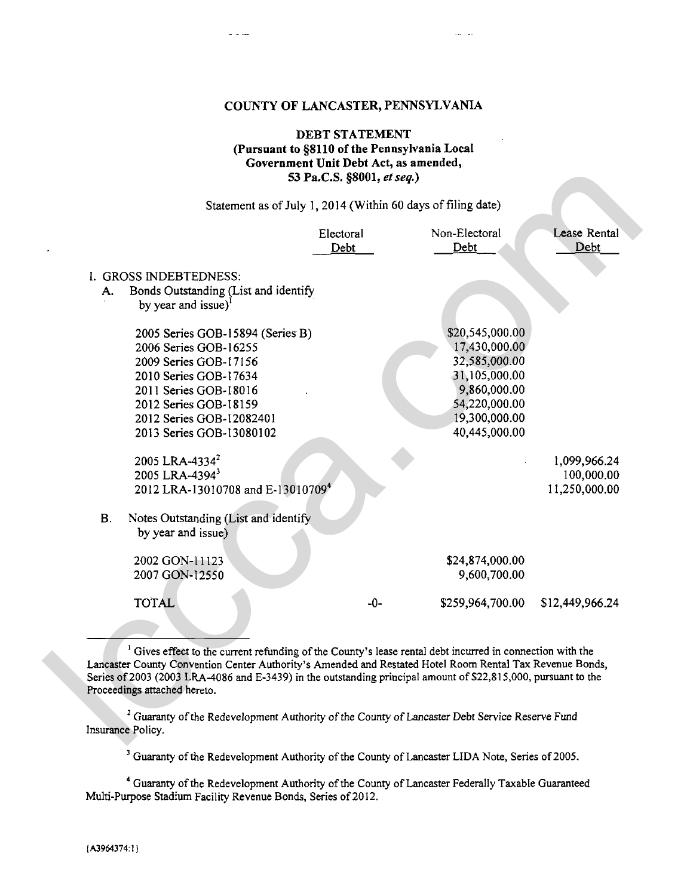# COUNTY OF LANCASTER, PENNSYLVANIA

## DEBT STATEMENT
## (Pursuant to §8110 of the Pennsylvania Local Government Unit Debt Act, as amended, 53 Pa.C.S. §8001, *et seq.*)

Statement as of July 1, 2014 (Within 60 days of filing date)

| | Electoral Debt | Non-Electoral Debt | Lease Rental Debt |
|---|---|---|---|
| I. GROSS INDEBTEDNESS: | | | |
| A. Bonds Outstanding (List and identify by year and issue)[1] | | | |
| 2005 Series GOB-15894 (Series B) | | $20,545,000.00 | |
| 2006 Series GOB-16255 | | 17,430,000.00 | |
| 2009 Series GOB-17156 | | 32,585,000.00 | |
| 2010 Series GOB-17634 | | 31,105,000.00 | |
| 2011 Series GOB-18016 | | 9,860,000.00 | |
| 2012 Series GOB-18159 | | 54,220,000.00 | |
| 2012 Series GOB-12082401 | | 19,300,000.00 | |
| 2013 Series GOB-13080102 | | 40,445,000.00 | |
| 2005 LRA-4334[2] | | | 1,099,966.24 |
| 2005 LRA-4394[3] | | | 100,000.00 |
| 2012 LRA-13010708 and E-13010709[4] | | | 11,250,000.00 |
| B. Notes Outstanding (List and identify by year and issue) | | | |
| 2002 GON-11123 | | $24,874,000.00 | |
| 2007 GON-12550 | | 9,600,700.00 | |
| TOTAL | -0- | $259,964,700.00 | $12,449,966.24 |

---

[1] Gives effect to the current refunding of the County's lease rental debt incurred in connection with the Lancaster County Convention Center Authority's Amended and Restated Hotel Room Rental Tax Revenue Bonds, Series of 2003 (2003 LRA-4086 and E-3439) in the outstanding principal amount of $22,815,000, pursuant to the Proceedings attached hereto.

[2] Guaranty of the Redevelopment Authority of the County of Lancaster Debt Service Reserve Fund Insurance Policy.

[3] Guaranty of the Redevelopment Authority of the County of Lancaster LIDA Note, Series of 2005.

[4] Guaranty of the Redevelopment Authority of the County of Lancaster Federally Taxable Guaranteed Multi-Purpose Stadium Facility Revenue Bonds, Series of 2012.

{A3964374:1}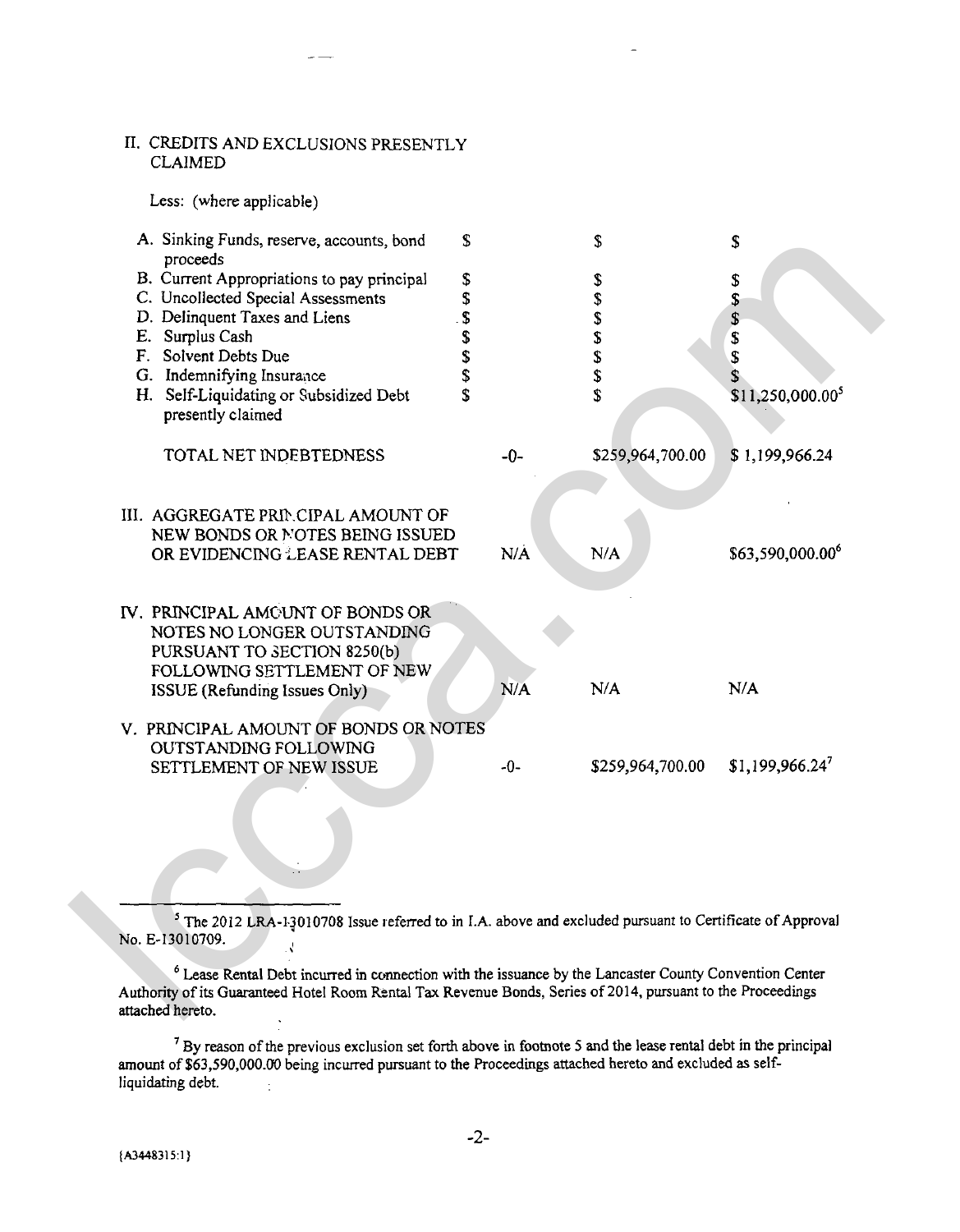II. CREDITS AND EXCLUSIONS PRESENTLY CLAIMED

Less: (where applicable)

| | | | |
|---|---|---|---|
| A. Sinking Funds, reserve, accounts, bond proceeds | $ | $ | $ |
| B. Current Appropriations to pay principal | $ | $ | $ |
| C. Uncollected Special Assessments | $ | $ | $ |
| D. Delinquent Taxes and Liens | $ | $ | $ |
| E. Surplus Cash | $ | $ | $ |
| F. Solvent Debts Due | $ | $ | $ |
| G. Indemnifying Insurance | $ | $ | $ |
| H. Self-Liquidating or Subsidized Debt presently claimed | $ | $ | $11,250,000.00[5] |
| TOTAL NET INDEBTEDNESS | -0- | $259,964,700.00 | $ 1,199,966.24 |
| III. AGGREGATE PRINCIPAL AMOUNT OF NEW BONDS OR NOTES BEING ISSUED OR EVIDENCING LEASE RENTAL DEBT | N/A | N/A | $63,590,000.00[6] |
| IV. PRINCIPAL AMOUNT OF BONDS OR NOTES NO LONGER OUTSTANDING PURSUANT TO SECTION 8250(b) FOLLOWING SETTLEMENT OF NEW ISSUE (Refunding Issues Only) | N/A | N/A | N/A |
| V. PRINCIPAL AMOUNT OF BONDS OR NOTES OUTSTANDING FOLLOWING SETTLEMENT OF NEW ISSUE | -0- | $259,964,700.00 | $1,199,966.24[7] |

---

[5] The 2012 LRA-13010708 Issue referred to in I.A. above and excluded pursuant to Certificate of Approval No. E-13010709.

[6] Lease Rental Debt incurred in connection with the issuance by the Lancaster County Convention Center Authority of its Guaranteed Hotel Room Rental Tax Revenue Bonds, Series of 2014, pursuant to the Proceedings attached hereto.

[7] By reason of the previous exclusion set forth above in footnote 5 and the lease rental debt in the principal amount of $63,590,000.00 being incurred pursuant to the Proceedings attached hereto and excluded as self-liquidating debt.

{A3448315:1}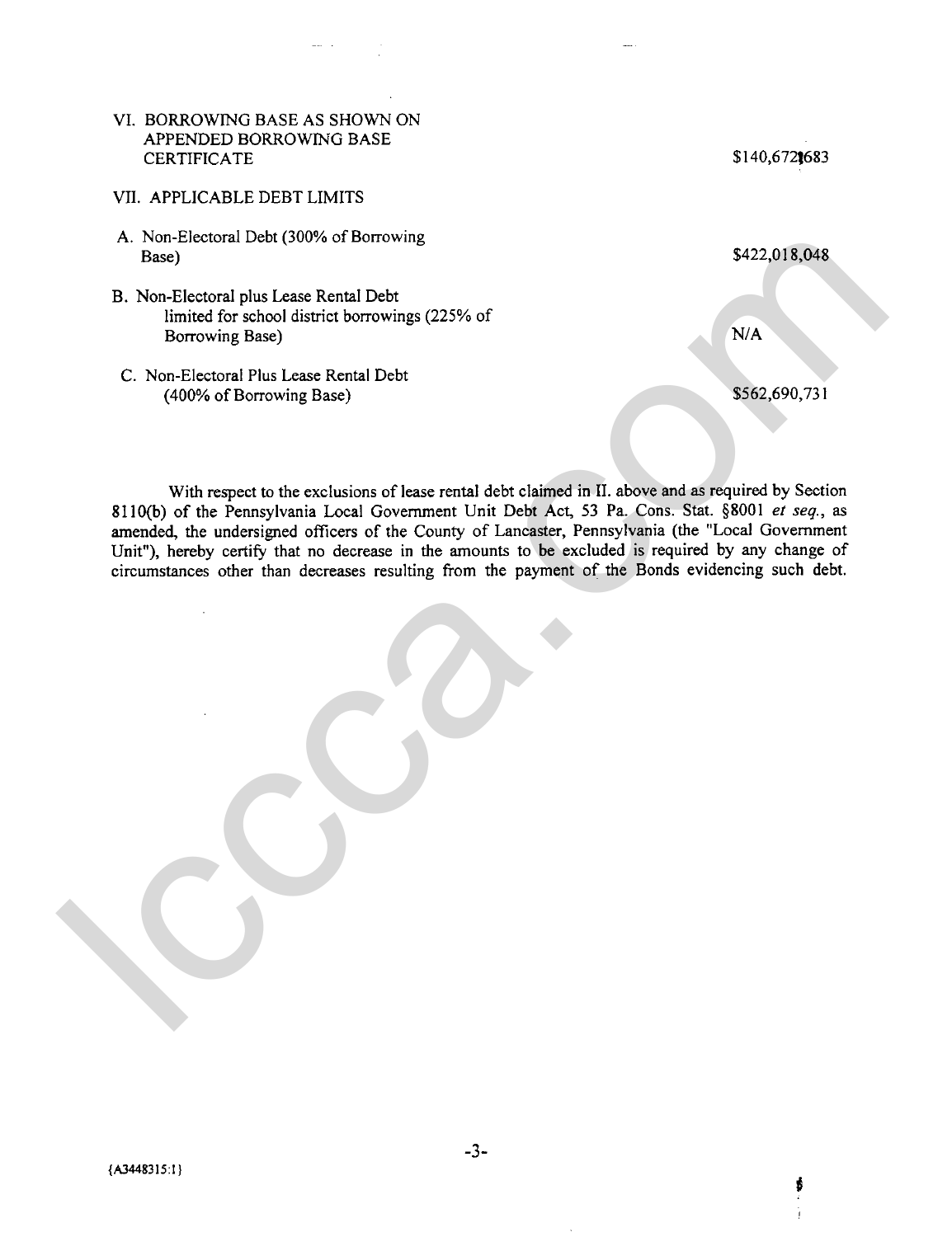VI. BORROWING BASE AS SHOWN ON APPENDED BORROWING BASE CERTIFICATE — $140,672,683

VII. APPLICABLE DEBT LIMITS

| | |
|---|---|
| A. Non-Electoral Debt (300% of Borrowing Base) | $422,018,048 |
| B. Non-Electoral plus Lease Rental Debt limited for school district borrowings (225% of Borrowing Base) | N/A |
| C. Non-Electoral Plus Lease Rental Debt (400% of Borrowing Base) | $562,690,731 |

With respect to the exclusions of lease rental debt claimed in II. above and as required by Section 8110(b) of the Pennsylvania Local Government Unit Debt Act, 53 Pa. Cons. Stat. §8001 *et seq.*, as amended, the undersigned officers of the County of Lancaster, Pennsylvania (the "Local Government Unit"), hereby certify that no decrease in the amounts to be excluded is required by any change of circumstances other than decreases resulting from the payment of the Bonds evidencing such debt.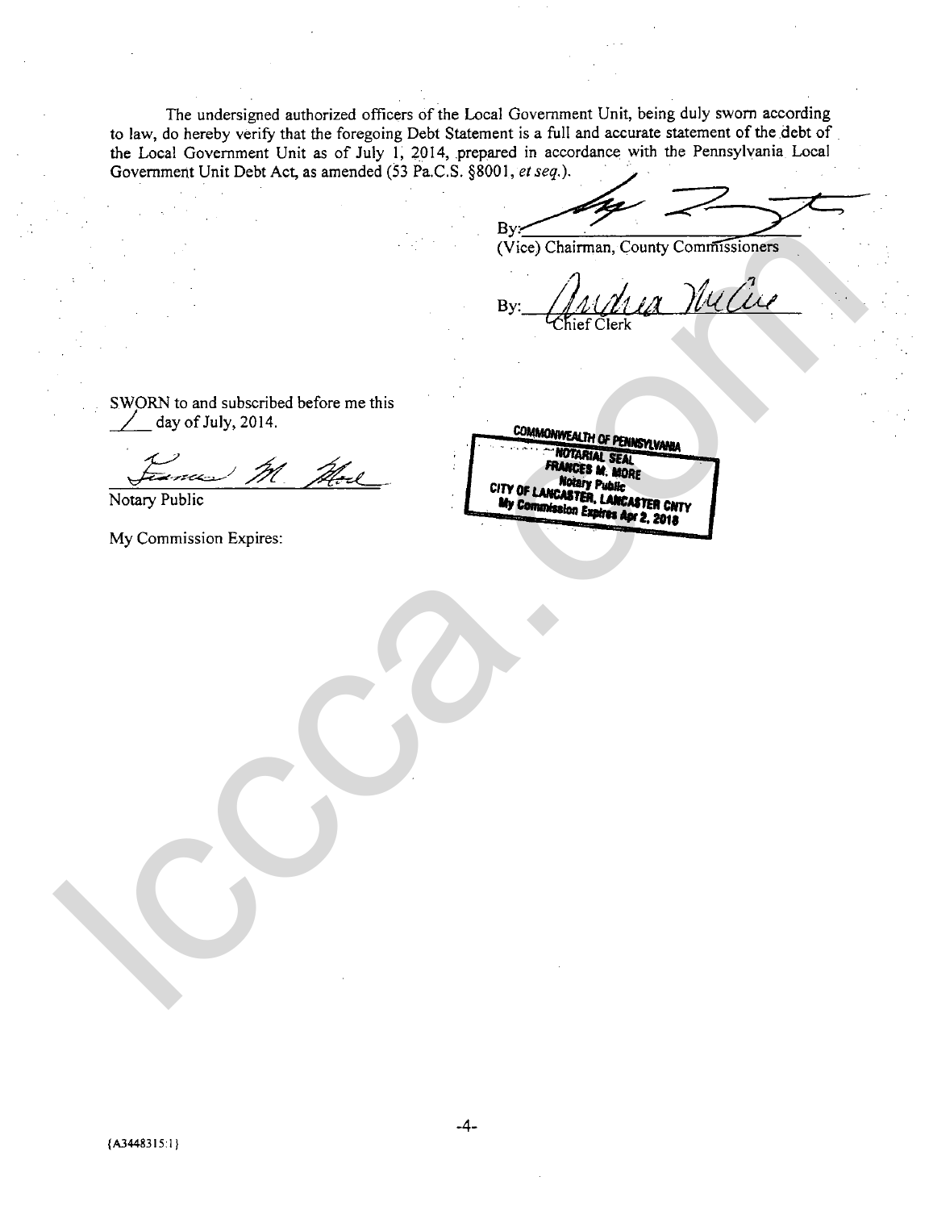The undersigned authorized officers of the Local Government Unit, being duly sworn according to law, do hereby verify that the foregoing Debt Statement is a full and accurate statement of the debt of the Local Government Unit as of July 1, 2014, prepared in accordance with the Pennsylvania Local Government Unit Debt Act, as amended (53 Pa.C.S. §8001, *et seq.*).

By: ______________________
(Vice) Chairman, County Commissioners

By: ______________________
Chief Clerk

SWORN to and subscribed before me this 1 day of July, 2014.

______________________
Notary Public

My Commission Expires:

COMMONWEALTH OF PENNSYLVANIA
NOTARIAL SEAL
FRANCES M. MORE
Notary Public
CITY OF LANCASTER, LANCASTER CNTY
My Commission Expires Apr 2, 2018

{A3448315:1}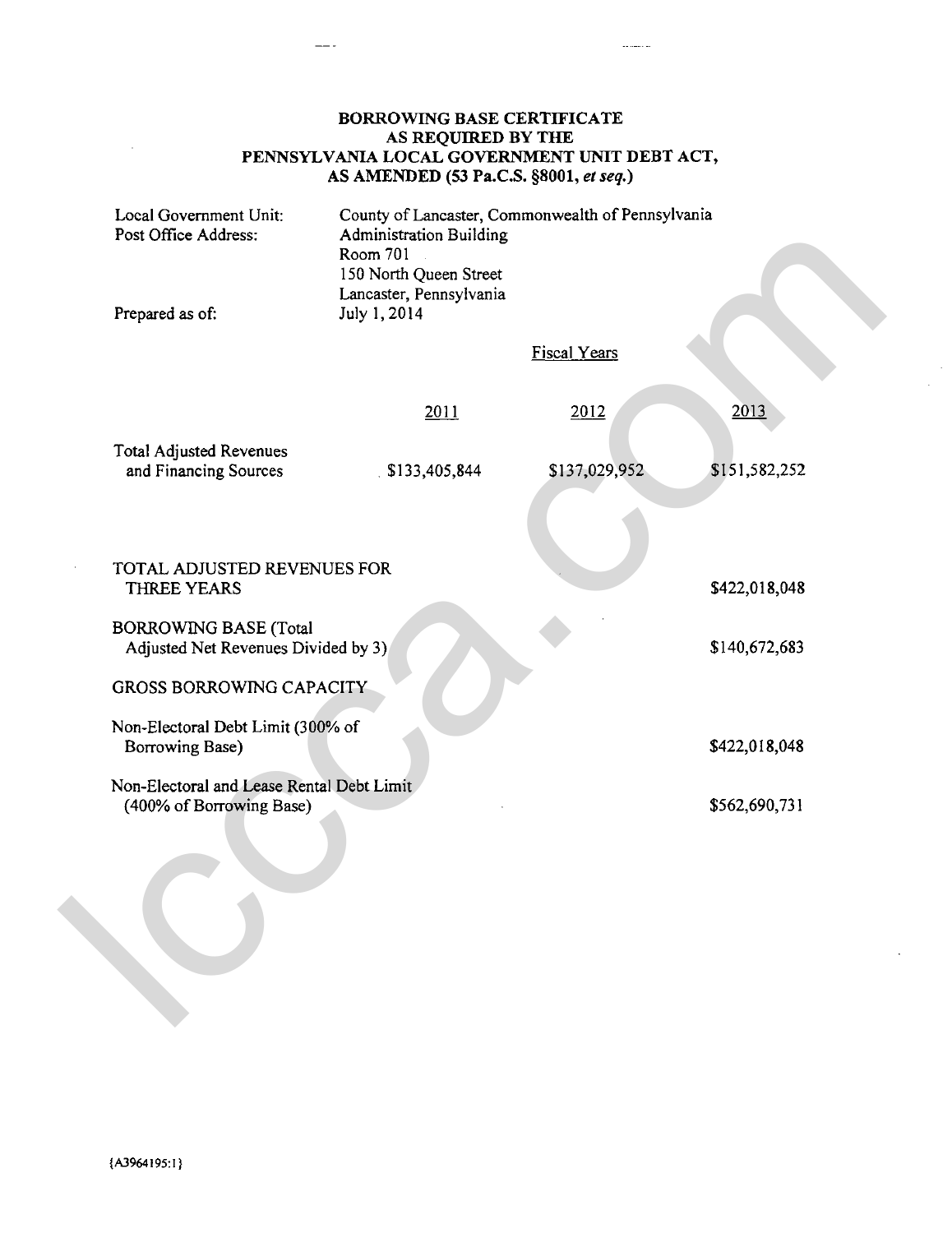**BORROWING BASE CERTIFICATE**
**AS REQUIRED BY THE**
**PENNSYLVANIA LOCAL GOVERNMENT UNIT DEBT ACT,**
**AS AMENDED (53 Pa.C.S. §8001, *et seq.*)**

| | |
|---|---|
| Local Government Unit: | County of Lancaster, Commonwealth of Pennsylvania |
| Post Office Address: | Administration Building<br>Room 701<br>150 North Queen Street<br>Lancaster, Pennsylvania |
| Prepared as of: | July 1, 2014 |

| | Fiscal Years | | |
|---|---|---|---|
| | 2011 | 2012 | 2013 |
| Total Adjusted Revenues and Financing Sources | $133,405,844 | $137,029,952 | $151,582,252 |
| TOTAL ADJUSTED REVENUES FOR THREE YEARS | | | $422,018,048 |
| BORROWING BASE (Total Adjusted Net Revenues Divided by 3) | | | $140,672,683 |
| GROSS BORROWING CAPACITY | | | |
| Non-Electoral Debt Limit (300% of Borrowing Base) | | | $422,018,048 |
| Non-Electoral and Lease Rental Debt Limit (400% of Borrowing Base) | | | $562,690,731 |

{A3964195:1}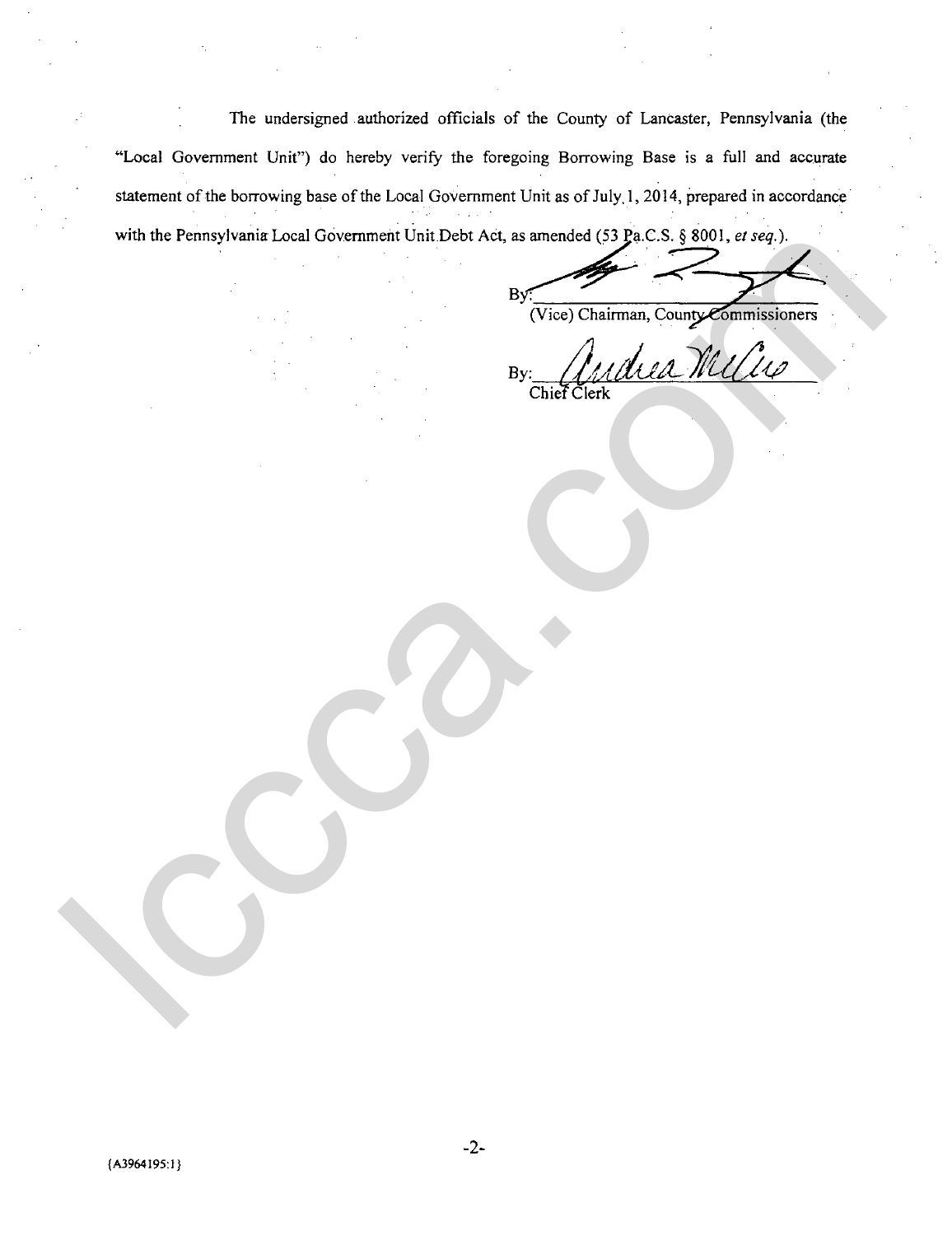The undersigned authorized officials of the County of Lancaster, Pennsylvania (the "Local Government Unit") do hereby verify the foregoing Borrowing Base is a full and accurate statement of the borrowing base of the Local Government Unit as of July 1, 2014, prepared in accordance with the Pennsylvania Local Government Unit Debt Act, as amended (53 Pa.C.S. § 8001, *et seq.*).

By: ______________________
(Vice) Chairman, County Commissioners

By: Andrea McCue
Chief Clerk

{A3964195:1}